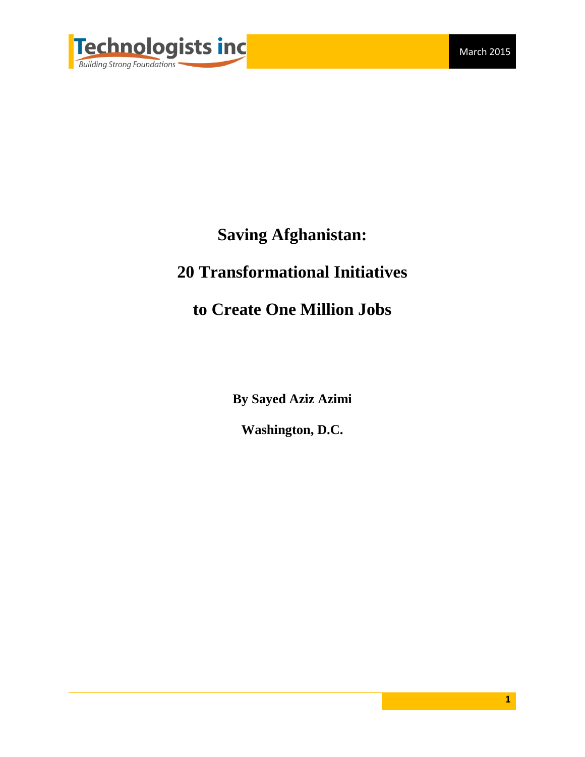# Saving Afghanistan:

# 20 Transformational Initiatives

# to Create One Million Jobs

**By Sayed Aziz Azimi**

**Washington, D.C.**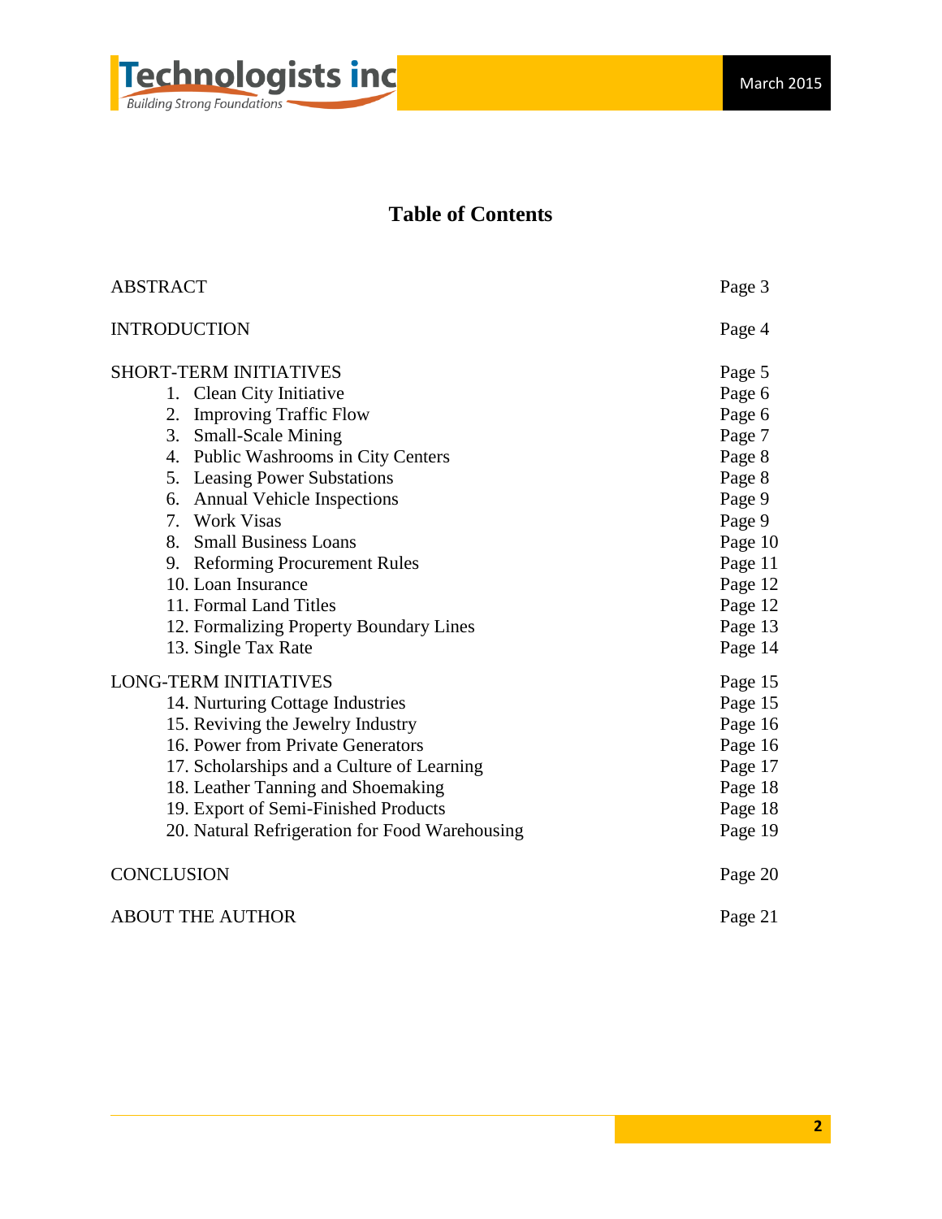# Table of Contents

| | |
|---|---|
| ABSTRACT | Page 3 |
| INTRODUCTION | Page 4 |
| SHORT-TERM INITIATIVES | Page 5 |
| 1. Clean City Initiative | Page 6 |
| 2. Improving Traffic Flow | Page 6 |
| 3. Small-Scale Mining | Page 7 |
| 4. Public Washrooms in City Centers | Page 8 |
| 5. Leasing Power Substations | Page 8 |
| 6. Annual Vehicle Inspections | Page 9 |
| 7. Work Visas | Page 9 |
| 8. Small Business Loans | Page 10 |
| 9. Reforming Procurement Rules | Page 11 |
| 10. Loan Insurance | Page 12 |
| 11. Formal Land Titles | Page 12 |
| 12. Formalizing Property Boundary Lines | Page 13 |
| 13. Single Tax Rate | Page 14 |
| LONG-TERM INITIATIVES | Page 15 |
| 14. Nurturing Cottage Industries | Page 15 |
| 15. Reviving the Jewelry Industry | Page 16 |
| 16. Power from Private Generators | Page 16 |
| 17. Scholarships and a Culture of Learning | Page 17 |
| 18. Leather Tanning and Shoemaking | Page 18 |
| 19. Export of Semi-Finished Products | Page 18 |
| 20. Natural Refrigeration for Food Warehousing | Page 19 |
| CONCLUSION | Page 20 |
| ABOUT THE AUTHOR | Page 21 |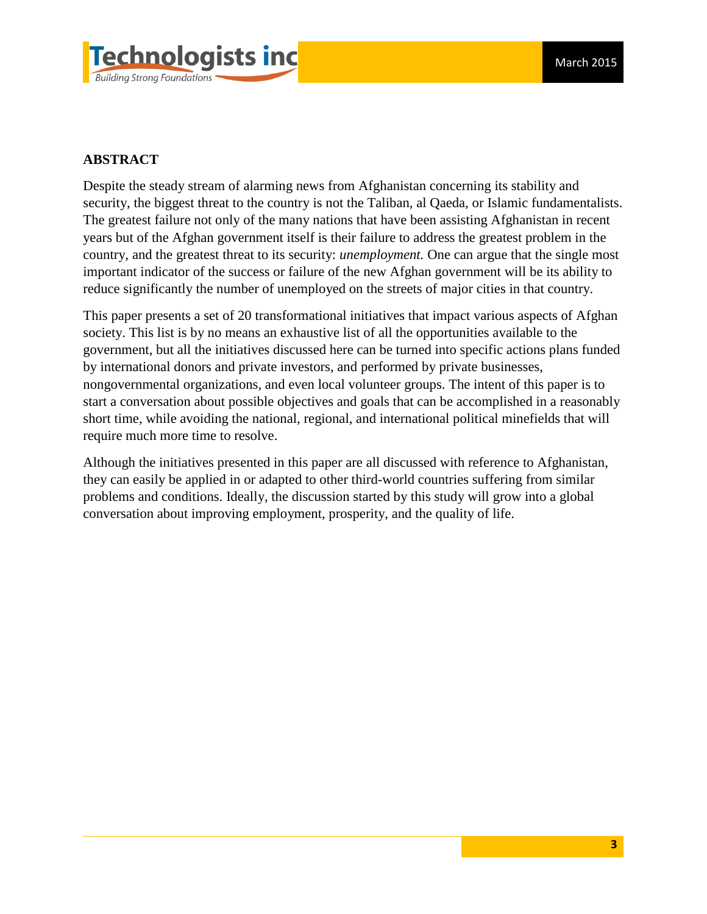## ABSTRACT

Despite the steady stream of alarming news from Afghanistan concerning its stability and security, the biggest threat to the country is not the Taliban, al Qaeda, or Islamic fundamentalists. The greatest failure not only of the many nations that have been assisting Afghanistan in recent years but of the Afghan government itself is their failure to address the greatest problem in the country, and the greatest threat to its security: *unemployment.* One can argue that the single most important indicator of the success or failure of the new Afghan government will be its ability to reduce significantly the number of unemployed on the streets of major cities in that country.

This paper presents a set of 20 transformational initiatives that impact various aspects of Afghan society. This list is by no means an exhaustive list of all the opportunities available to the government, but all the initiatives discussed here can be turned into specific actions plans funded by international donors and private investors, and performed by private businesses, nongovernmental organizations, and even local volunteer groups. The intent of this paper is to start a conversation about possible objectives and goals that can be accomplished in a reasonably short time, while avoiding the national, regional, and international political minefields that will require much more time to resolve.

Although the initiatives presented in this paper are all discussed with reference to Afghanistan, they can easily be applied in or adapted to other third-world countries suffering from similar problems and conditions. Ideally, the discussion started by this study will grow into a global conversation about improving employment, prosperity, and the quality of life.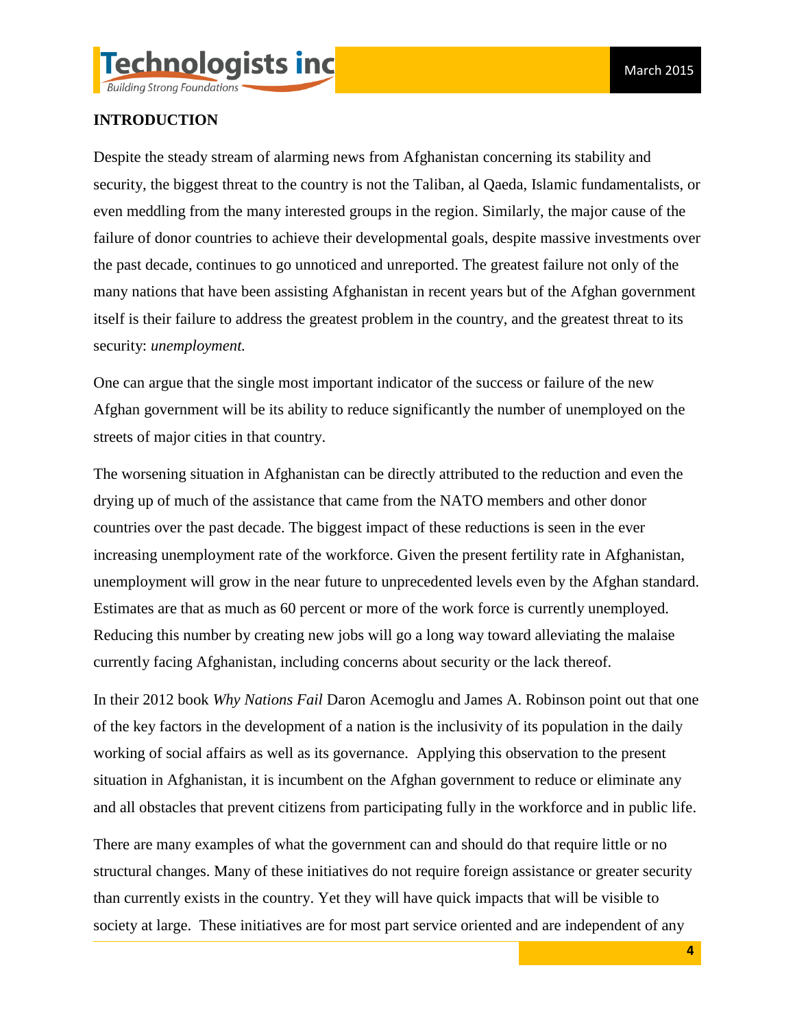## INTRODUCTION

Despite the steady stream of alarming news from Afghanistan concerning its stability and security, the biggest threat to the country is not the Taliban, al Qaeda, Islamic fundamentalists, or even meddling from the many interested groups in the region. Similarly, the major cause of the failure of donor countries to achieve their developmental goals, despite massive investments over the past decade, continues to go unnoticed and unreported. The greatest failure not only of the many nations that have been assisting Afghanistan in recent years but of the Afghan government itself is their failure to address the greatest problem in the country, and the greatest threat to its security: *unemployment.*

One can argue that the single most important indicator of the success or failure of the new Afghan government will be its ability to reduce significantly the number of unemployed on the streets of major cities in that country.

The worsening situation in Afghanistan can be directly attributed to the reduction and even the drying up of much of the assistance that came from the NATO members and other donor countries over the past decade. The biggest impact of these reductions is seen in the ever increasing unemployment rate of the workforce. Given the present fertility rate in Afghanistan, unemployment will grow in the near future to unprecedented levels even by the Afghan standard. Estimates are that as much as 60 percent or more of the work force is currently unemployed. Reducing this number by creating new jobs will go a long way toward alleviating the malaise currently facing Afghanistan, including concerns about security or the lack thereof.

In their 2012 book *Why Nations Fail* Daron Acemoglu and James A. Robinson point out that one of the key factors in the development of a nation is the inclusivity of its population in the daily working of social affairs as well as its governance. Applying this observation to the present situation in Afghanistan, it is incumbent on the Afghan government to reduce or eliminate any and all obstacles that prevent citizens from participating fully in the workforce and in public life.

There are many examples of what the government can and should do that require little or no structural changes. Many of these initiatives do not require foreign assistance or greater security than currently exists in the country. Yet they will have quick impacts that will be visible to society at large. These initiatives are for most part service oriented and are independent of any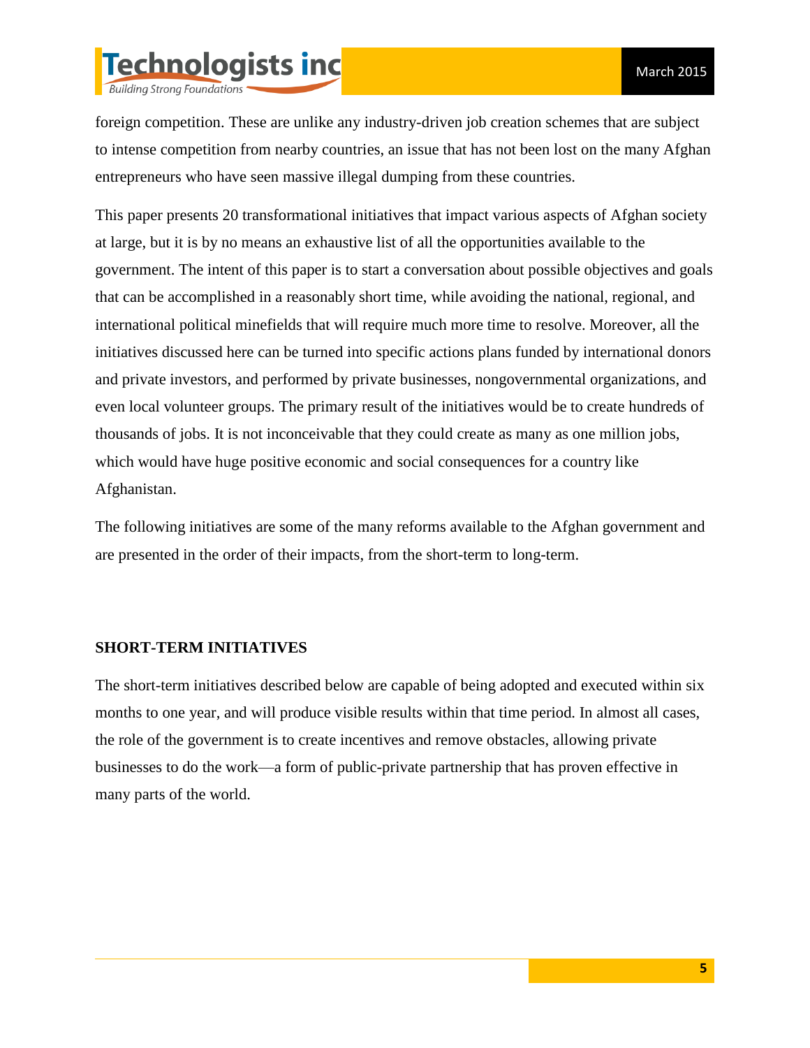foreign competition. These are unlike any industry-driven job creation schemes that are subject to intense competition from nearby countries, an issue that has not been lost on the many Afghan entrepreneurs who have seen massive illegal dumping from these countries.

This paper presents 20 transformational initiatives that impact various aspects of Afghan society at large, but it is by no means an exhaustive list of all the opportunities available to the government. The intent of this paper is to start a conversation about possible objectives and goals that can be accomplished in a reasonably short time, while avoiding the national, regional, and international political minefields that will require much more time to resolve. Moreover, all the initiatives discussed here can be turned into specific actions plans funded by international donors and private investors, and performed by private businesses, nongovernmental organizations, and even local volunteer groups. The primary result of the initiatives would be to create hundreds of thousands of jobs. It is not inconceivable that they could create as many as one million jobs, which would have huge positive economic and social consequences for a country like Afghanistan.

The following initiatives are some of the many reforms available to the Afghan government and are presented in the order of their impacts, from the short-term to long-term.

## SHORT-TERM INITIATIVES

The short-term initiatives described below are capable of being adopted and executed within six months to one year, and will produce visible results within that time period. In almost all cases, the role of the government is to create incentives and remove obstacles, allowing private businesses to do the work—a form of public-private partnership that has proven effective in many parts of the world.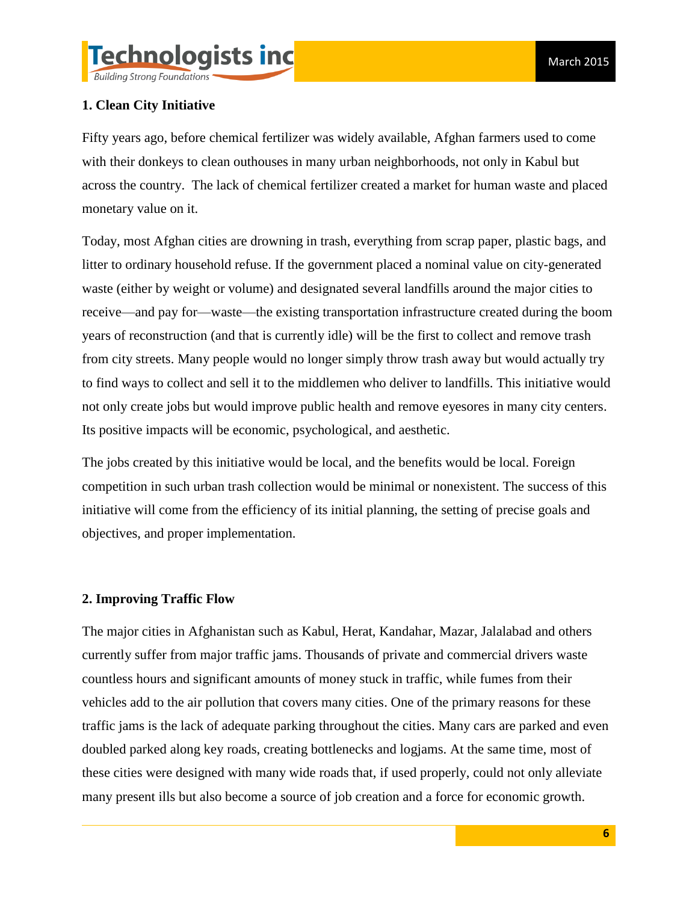### 1. Clean City Initiative

Fifty years ago, before chemical fertilizer was widely available, Afghan farmers used to come with their donkeys to clean outhouses in many urban neighborhoods, not only in Kabul but across the country. The lack of chemical fertilizer created a market for human waste and placed monetary value on it.

Today, most Afghan cities are drowning in trash, everything from scrap paper, plastic bags, and litter to ordinary household refuse. If the government placed a nominal value on city-generated waste (either by weight or volume) and designated several landfills around the major cities to receive—and pay for—waste—the existing transportation infrastructure created during the boom years of reconstruction (and that is currently idle) will be the first to collect and remove trash from city streets. Many people would no longer simply throw trash away but would actually try to find ways to collect and sell it to the middlemen who deliver to landfills. This initiative would not only create jobs but would improve public health and remove eyesores in many city centers. Its positive impacts will be economic, psychological, and aesthetic.

The jobs created by this initiative would be local, and the benefits would be local. Foreign competition in such urban trash collection would be minimal or nonexistent. The success of this initiative will come from the efficiency of its initial planning, the setting of precise goals and objectives, and proper implementation.

### 2. Improving Traffic Flow

The major cities in Afghanistan such as Kabul, Herat, Kandahar, Mazar, Jalalabad and others currently suffer from major traffic jams. Thousands of private and commercial drivers waste countless hours and significant amounts of money stuck in traffic, while fumes from their vehicles add to the air pollution that covers many cities. One of the primary reasons for these traffic jams is the lack of adequate parking throughout the cities. Many cars are parked and even doubled parked along key roads, creating bottlenecks and logjams. At the same time, most of these cities were designed with many wide roads that, if used properly, could not only alleviate many present ills but also become a source of job creation and a force for economic growth.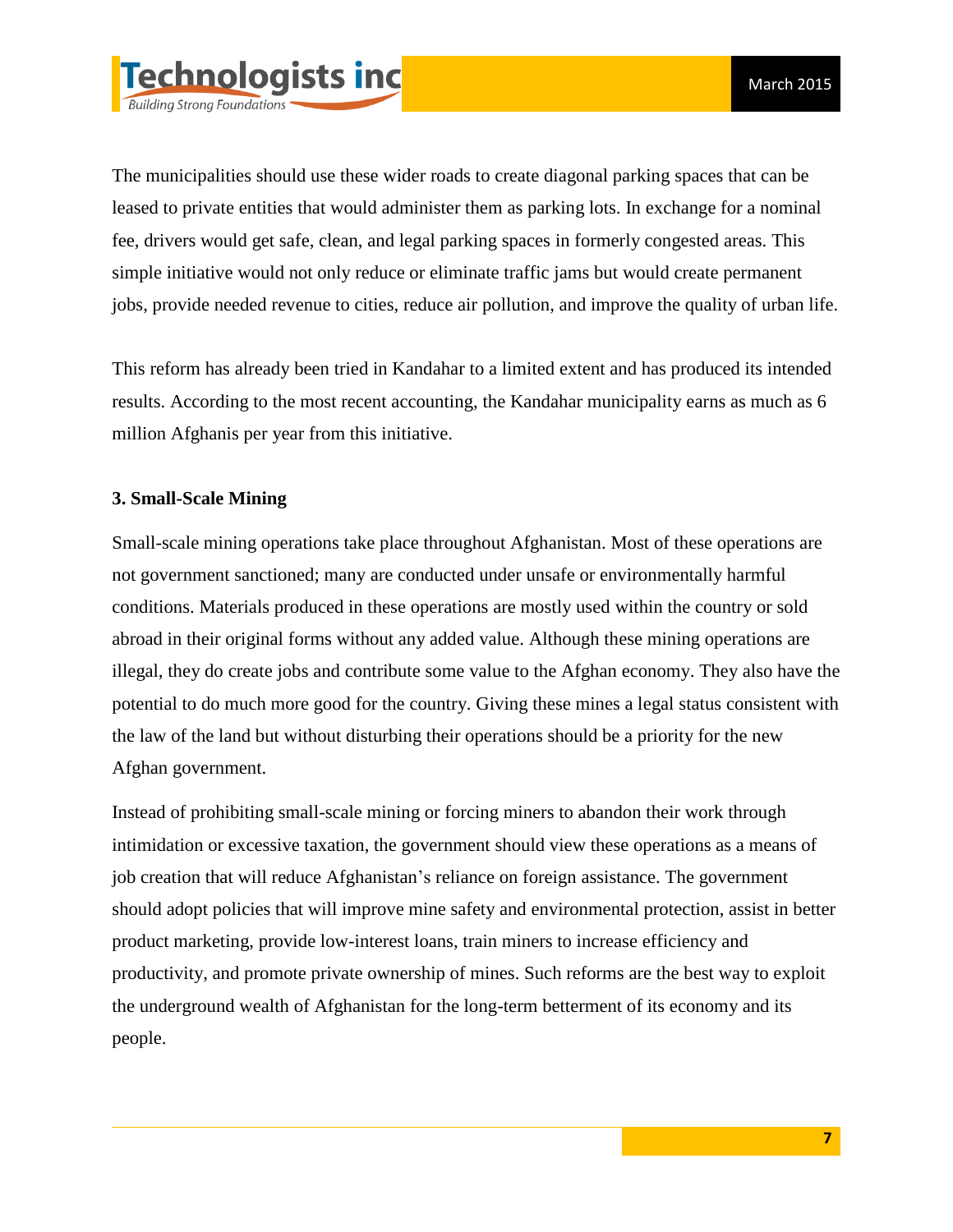The municipalities should use these wider roads to create diagonal parking spaces that can be leased to private entities that would administer them as parking lots. In exchange for a nominal fee, drivers would get safe, clean, and legal parking spaces in formerly congested areas. This simple initiative would not only reduce or eliminate traffic jams but would create permanent jobs, provide needed revenue to cities, reduce air pollution, and improve the quality of urban life.

This reform has already been tried in Kandahar to a limited extent and has produced its intended results. According to the most recent accounting, the Kandahar municipality earns as much as 6 million Afghanis per year from this initiative.

### 3. Small-Scale Mining

Small-scale mining operations take place throughout Afghanistan. Most of these operations are not government sanctioned; many are conducted under unsafe or environmentally harmful conditions. Materials produced in these operations are mostly used within the country or sold abroad in their original forms without any added value. Although these mining operations are illegal, they do create jobs and contribute some value to the Afghan economy. They also have the potential to do much more good for the country. Giving these mines a legal status consistent with the law of the land but without disturbing their operations should be a priority for the new Afghan government.

Instead of prohibiting small-scale mining or forcing miners to abandon their work through intimidation or excessive taxation, the government should view these operations as a means of job creation that will reduce Afghanistan's reliance on foreign assistance. The government should adopt policies that will improve mine safety and environmental protection, assist in better product marketing, provide low-interest loans, train miners to increase efficiency and productivity, and promote private ownership of mines. Such reforms are the best way to exploit the underground wealth of Afghanistan for the long-term betterment of its economy and its people.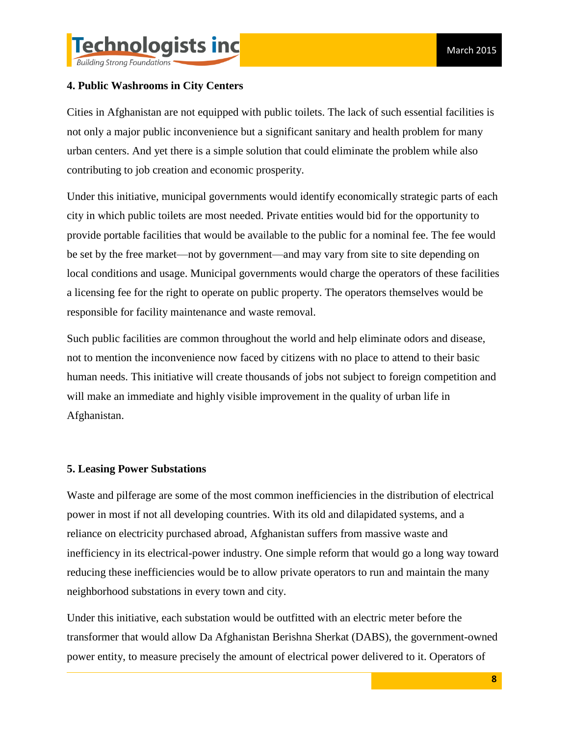### 4. Public Washrooms in City Centers

Cities in Afghanistan are not equipped with public toilets. The lack of such essential facilities is not only a major public inconvenience but a significant sanitary and health problem for many urban centers. And yet there is a simple solution that could eliminate the problem while also contributing to job creation and economic prosperity.

Under this initiative, municipal governments would identify economically strategic parts of each city in which public toilets are most needed. Private entities would bid for the opportunity to provide portable facilities that would be available to the public for a nominal fee. The fee would be set by the free market—not by government—and may vary from site to site depending on local conditions and usage. Municipal governments would charge the operators of these facilities a licensing fee for the right to operate on public property. The operators themselves would be responsible for facility maintenance and waste removal.

Such public facilities are common throughout the world and help eliminate odors and disease, not to mention the inconvenience now faced by citizens with no place to attend to their basic human needs. This initiative will create thousands of jobs not subject to foreign competition and will make an immediate and highly visible improvement in the quality of urban life in Afghanistan.

### 5. Leasing Power Substations

Waste and pilferage are some of the most common inefficiencies in the distribution of electrical power in most if not all developing countries. With its old and dilapidated systems, and a reliance on electricity purchased abroad, Afghanistan suffers from massive waste and inefficiency in its electrical-power industry. One simple reform that would go a long way toward reducing these inefficiencies would be to allow private operators to run and maintain the many neighborhood substations in every town and city.

Under this initiative, each substation would be outfitted with an electric meter before the transformer that would allow Da Afghanistan Berishna Sherkat (DABS), the government-owned power entity, to measure precisely the amount of electrical power delivered to it. Operators of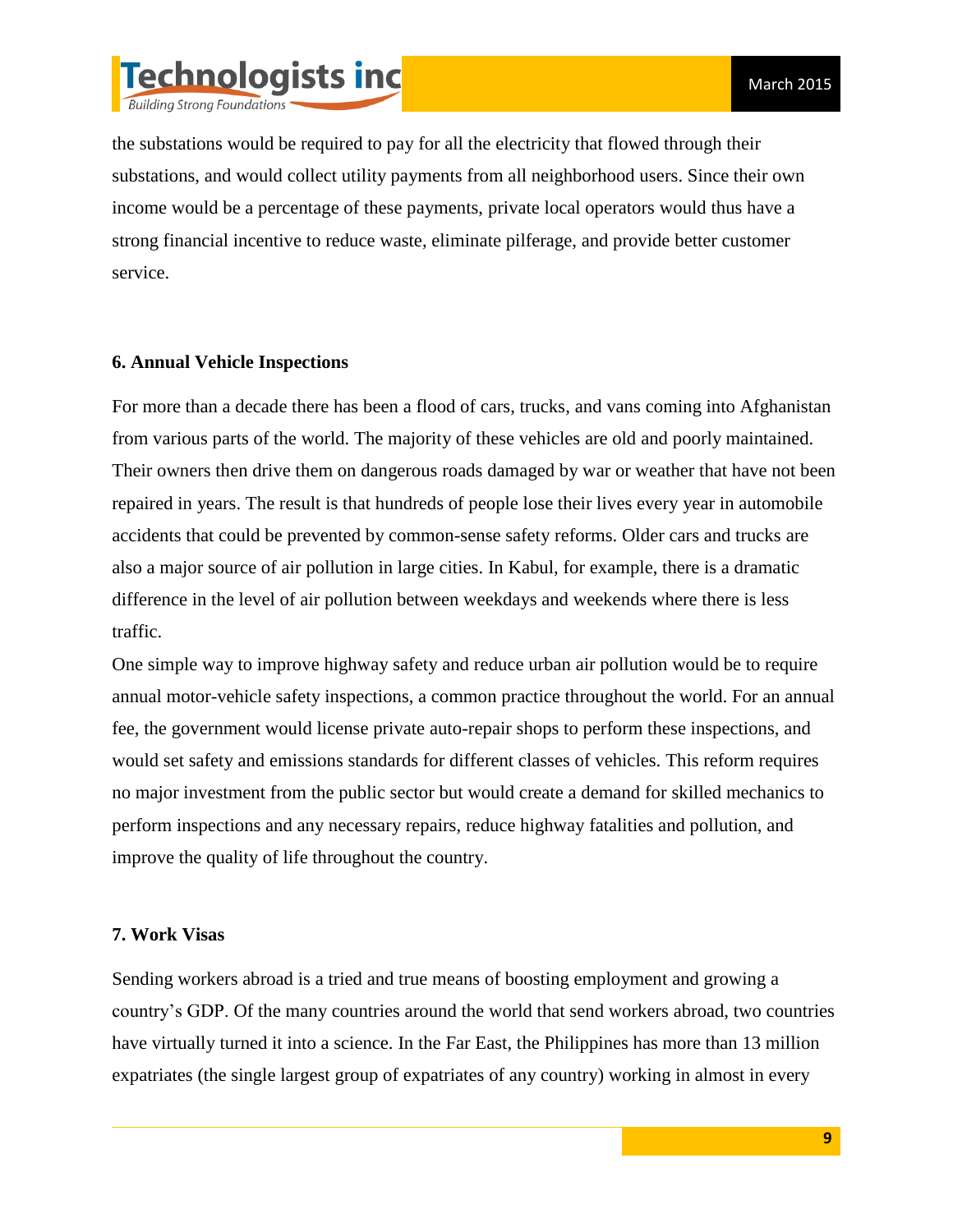the substations would be required to pay for all the electricity that flowed through their substations, and would collect utility payments from all neighborhood users. Since their own income would be a percentage of these payments, private local operators would thus have a strong financial incentive to reduce waste, eliminate pilferage, and provide better customer service.

### 6. Annual Vehicle Inspections

For more than a decade there has been a flood of cars, trucks, and vans coming into Afghanistan from various parts of the world. The majority of these vehicles are old and poorly maintained. Their owners then drive them on dangerous roads damaged by war or weather that have not been repaired in years. The result is that hundreds of people lose their lives every year in automobile accidents that could be prevented by common-sense safety reforms. Older cars and trucks are also a major source of air pollution in large cities. In Kabul, for example, there is a dramatic difference in the level of air pollution between weekdays and weekends where there is less traffic.

One simple way to improve highway safety and reduce urban air pollution would be to require annual motor-vehicle safety inspections, a common practice throughout the world. For an annual fee, the government would license private auto-repair shops to perform these inspections, and would set safety and emissions standards for different classes of vehicles. This reform requires no major investment from the public sector but would create a demand for skilled mechanics to perform inspections and any necessary repairs, reduce highway fatalities and pollution, and improve the quality of life throughout the country.

### 7. Work Visas

Sending workers abroad is a tried and true means of boosting employment and growing a country's GDP. Of the many countries around the world that send workers abroad, two countries have virtually turned it into a science. In the Far East, the Philippines has more than 13 million expatriates (the single largest group of expatriates of any country) working in almost in every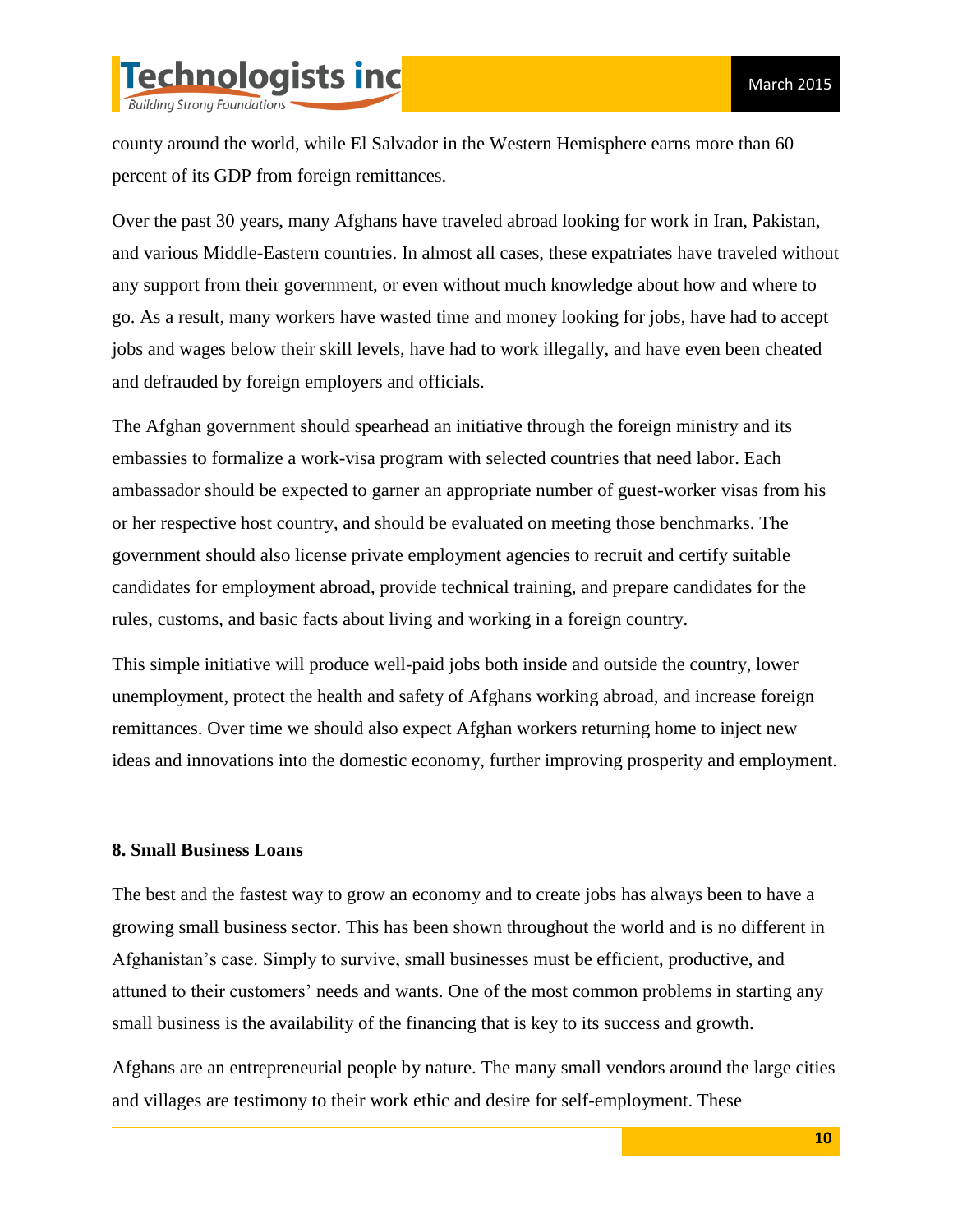county around the world, while El Salvador in the Western Hemisphere earns more than 60 percent of its GDP from foreign remittances.

Over the past 30 years, many Afghans have traveled abroad looking for work in Iran, Pakistan, and various Middle-Eastern countries. In almost all cases, these expatriates have traveled without any support from their government, or even without much knowledge about how and where to go. As a result, many workers have wasted time and money looking for jobs, have had to accept jobs and wages below their skill levels, have had to work illegally, and have even been cheated and defrauded by foreign employers and officials.

The Afghan government should spearhead an initiative through the foreign ministry and its embassies to formalize a work-visa program with selected countries that need labor. Each ambassador should be expected to garner an appropriate number of guest-worker visas from his or her respective host country, and should be evaluated on meeting those benchmarks. The government should also license private employment agencies to recruit and certify suitable candidates for employment abroad, provide technical training, and prepare candidates for the rules, customs, and basic facts about living and working in a foreign country.

This simple initiative will produce well-paid jobs both inside and outside the country, lower unemployment, protect the health and safety of Afghans working abroad, and increase foreign remittances. Over time we should also expect Afghan workers returning home to inject new ideas and innovations into the domestic economy, further improving prosperity and employment.

**8. Small Business Loans**

The best and the fastest way to grow an economy and to create jobs has always been to have a growing small business sector. This has been shown throughout the world and is no different in Afghanistan's case. Simply to survive, small businesses must be efficient, productive, and attuned to their customers' needs and wants. One of the most common problems in starting any small business is the availability of the financing that is key to its success and growth.

Afghans are an entrepreneurial people by nature. The many small vendors around the large cities and villages are testimony to their work ethic and desire for self-employment. These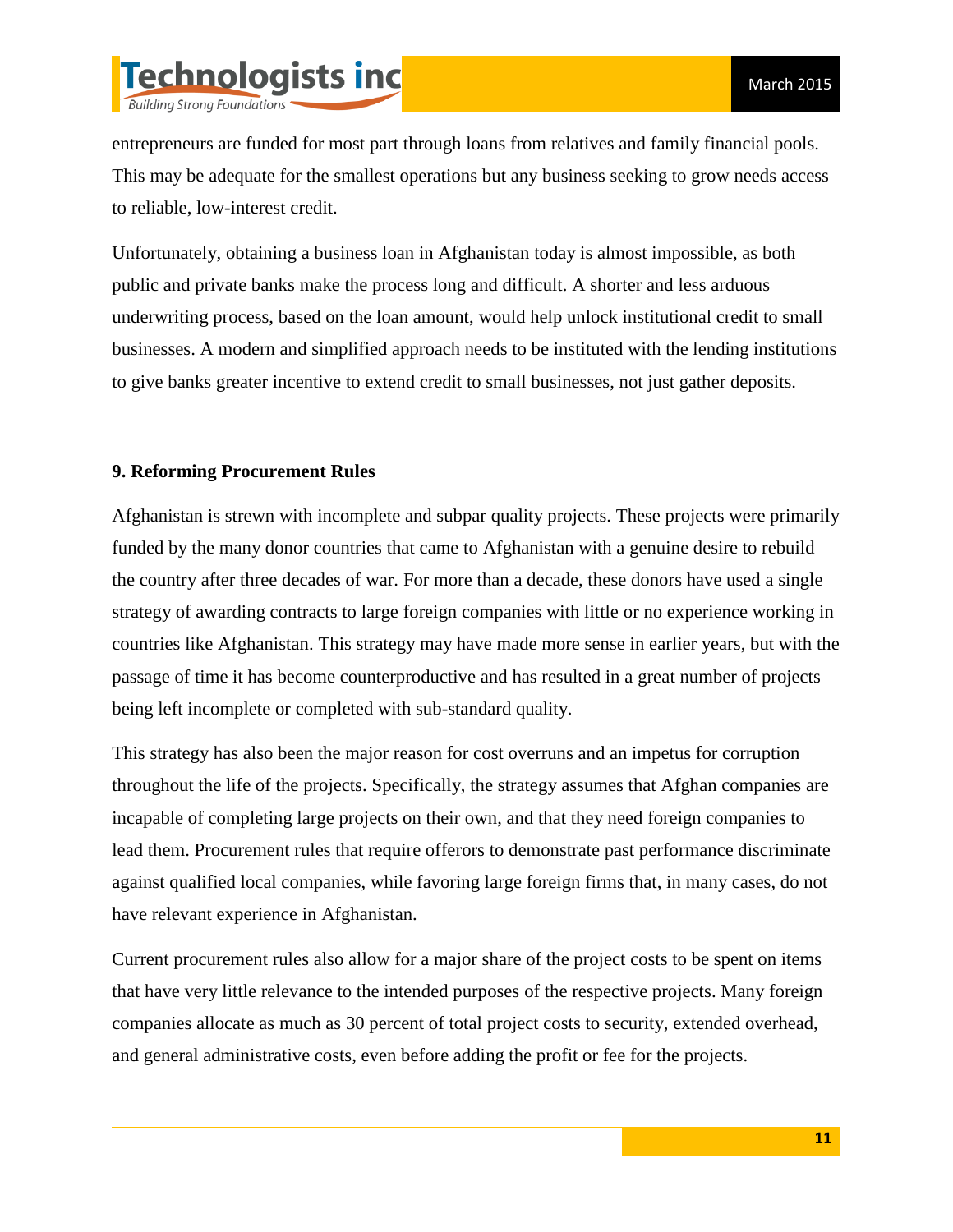entrepreneurs are funded for most part through loans from relatives and family financial pools. This may be adequate for the smallest operations but any business seeking to grow needs access to reliable, low-interest credit.

Unfortunately, obtaining a business loan in Afghanistan today is almost impossible, as both public and private banks make the process long and difficult. A shorter and less arduous underwriting process, based on the loan amount, would help unlock institutional credit to small businesses. A modern and simplified approach needs to be instituted with the lending institutions to give banks greater incentive to extend credit to small businesses, not just gather deposits.

**9. Reforming Procurement Rules**

Afghanistan is strewn with incomplete and subpar quality projects. These projects were primarily funded by the many donor countries that came to Afghanistan with a genuine desire to rebuild the country after three decades of war. For more than a decade, these donors have used a single strategy of awarding contracts to large foreign companies with little or no experience working in countries like Afghanistan. This strategy may have made more sense in earlier years, but with the passage of time it has become counterproductive and has resulted in a great number of projects being left incomplete or completed with sub-standard quality.

This strategy has also been the major reason for cost overruns and an impetus for corruption throughout the life of the projects. Specifically, the strategy assumes that Afghan companies are incapable of completing large projects on their own, and that they need foreign companies to lead them. Procurement rules that require offerors to demonstrate past performance discriminate against qualified local companies, while favoring large foreign firms that, in many cases, do not have relevant experience in Afghanistan.

Current procurement rules also allow for a major share of the project costs to be spent on items that have very little relevance to the intended purposes of the respective projects. Many foreign companies allocate as much as 30 percent of total project costs to security, extended overhead, and general administrative costs, even before adding the profit or fee for the projects.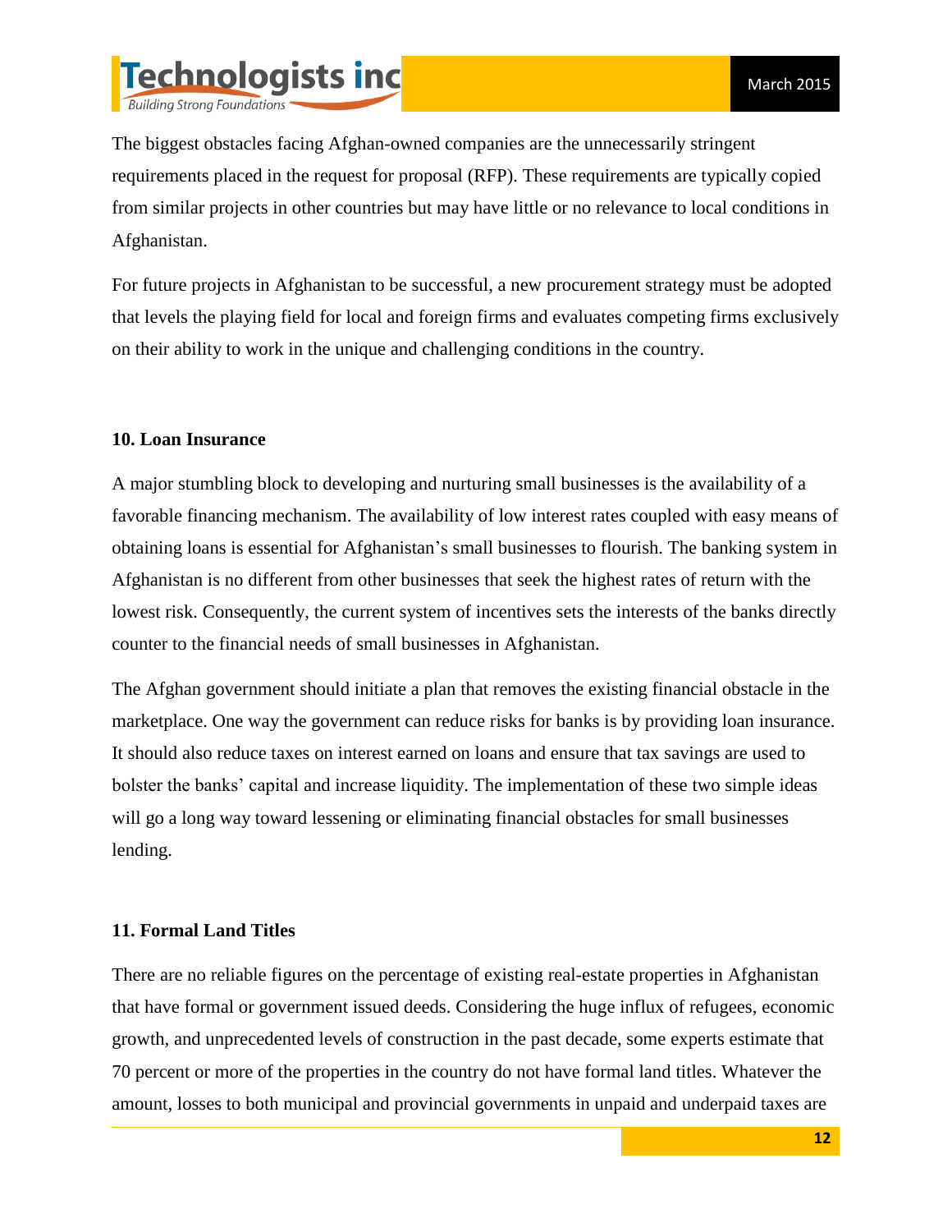The biggest obstacles facing Afghan-owned companies are the unnecessarily stringent requirements placed in the request for proposal (RFP). These requirements are typically copied from similar projects in other countries but may have little or no relevance to local conditions in Afghanistan.

For future projects in Afghanistan to be successful, a new procurement strategy must be adopted that levels the playing field for local and foreign firms and evaluates competing firms exclusively on their ability to work in the unique and challenging conditions in the country.

**10. Loan Insurance**

A major stumbling block to developing and nurturing small businesses is the availability of a favorable financing mechanism. The availability of low interest rates coupled with easy means of obtaining loans is essential for Afghanistan's small businesses to flourish. The banking system in Afghanistan is no different from other businesses that seek the highest rates of return with the lowest risk. Consequently, the current system of incentives sets the interests of the banks directly counter to the financial needs of small businesses in Afghanistan.

The Afghan government should initiate a plan that removes the existing financial obstacle in the marketplace. One way the government can reduce risks for banks is by providing loan insurance. It should also reduce taxes on interest earned on loans and ensure that tax savings are used to bolster the banks' capital and increase liquidity. The implementation of these two simple ideas will go a long way toward lessening or eliminating financial obstacles for small businesses lending.

**11. Formal Land Titles**

There are no reliable figures on the percentage of existing real-estate properties in Afghanistan that have formal or government issued deeds. Considering the huge influx of refugees, economic growth, and unprecedented levels of construction in the past decade, some experts estimate that 70 percent or more of the properties in the country do not have formal land titles. Whatever the amount, losses to both municipal and provincial governments in unpaid and underpaid taxes are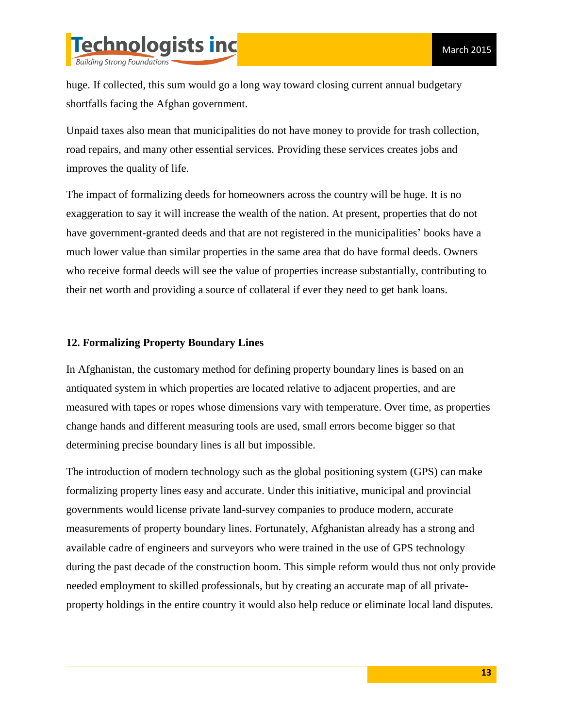huge. If collected, this sum would go a long way toward closing current annual budgetary shortfalls facing the Afghan government.

Unpaid taxes also mean that municipalities do not have money to provide for trash collection, road repairs, and many other essential services. Providing these services creates jobs and improves the quality of life.

The impact of formalizing deeds for homeowners across the country will be huge. It is no exaggeration to say it will increase the wealth of the nation. At present, properties that do not have government-granted deeds and that are not registered in the municipalities' books have a much lower value than similar properties in the same area that do have formal deeds. Owners who receive formal deeds will see the value of properties increase substantially, contributing to their net worth and providing a source of collateral if ever they need to get bank loans.

## 12. Formalizing Property Boundary Lines

In Afghanistan, the customary method for defining property boundary lines is based on an antiquated system in which properties are located relative to adjacent properties, and are measured with tapes or ropes whose dimensions vary with temperature. Over time, as properties change hands and different measuring tools are used, small errors become bigger so that determining precise boundary lines is all but impossible.

The introduction of modern technology such as the global positioning system (GPS) can make formalizing property lines easy and accurate. Under this initiative, municipal and provincial governments would license private land-survey companies to produce modern, accurate measurements of property boundary lines. Fortunately, Afghanistan already has a strong and available cadre of engineers and surveyors who were trained in the use of GPS technology during the past decade of the construction boom. This simple reform would thus not only provide needed employment to skilled professionals, but by creating an accurate map of all private-property holdings in the entire country it would also help reduce or eliminate local land disputes.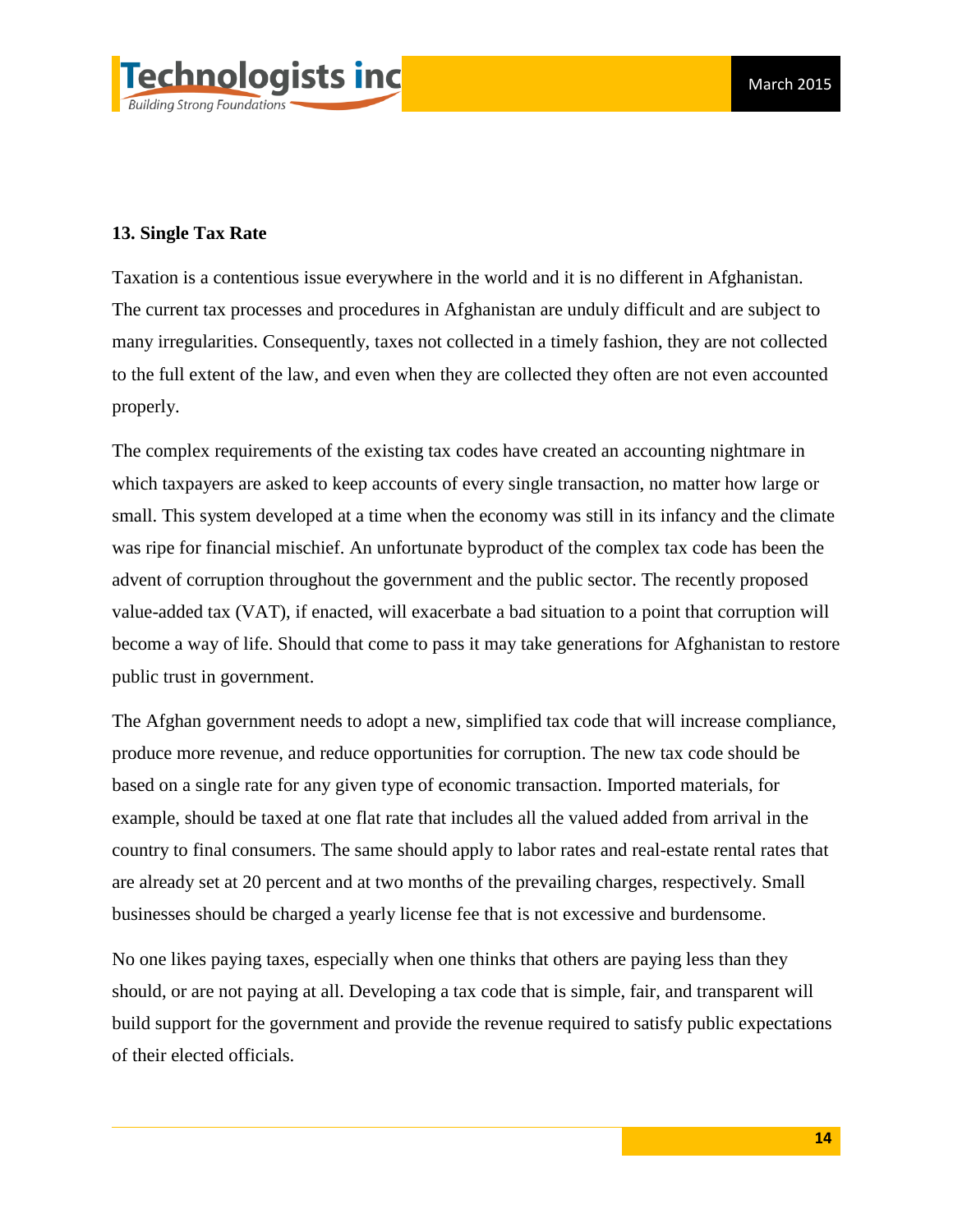## 13. Single Tax Rate

Taxation is a contentious issue everywhere in the world and it is no different in Afghanistan. The current tax processes and procedures in Afghanistan are unduly difficult and are subject to many irregularities. Consequently, taxes not collected in a timely fashion, they are not collected to the full extent of the law, and even when they are collected they often are not even accounted properly.

The complex requirements of the existing tax codes have created an accounting nightmare in which taxpayers are asked to keep accounts of every single transaction, no matter how large or small. This system developed at a time when the economy was still in its infancy and the climate was ripe for financial mischief. An unfortunate byproduct of the complex tax code has been the advent of corruption throughout the government and the public sector. The recently proposed value-added tax (VAT), if enacted, will exacerbate a bad situation to a point that corruption will become a way of life. Should that come to pass it may take generations for Afghanistan to restore public trust in government.

The Afghan government needs to adopt a new, simplified tax code that will increase compliance, produce more revenue, and reduce opportunities for corruption. The new tax code should be based on a single rate for any given type of economic transaction. Imported materials, for example, should be taxed at one flat rate that includes all the valued added from arrival in the country to final consumers. The same should apply to labor rates and real-estate rental rates that are already set at 20 percent and at two months of the prevailing charges, respectively. Small businesses should be charged a yearly license fee that is not excessive and burdensome.

No one likes paying taxes, especially when one thinks that others are paying less than they should, or are not paying at all. Developing a tax code that is simple, fair, and transparent will build support for the government and provide the revenue required to satisfy public expectations of their elected officials.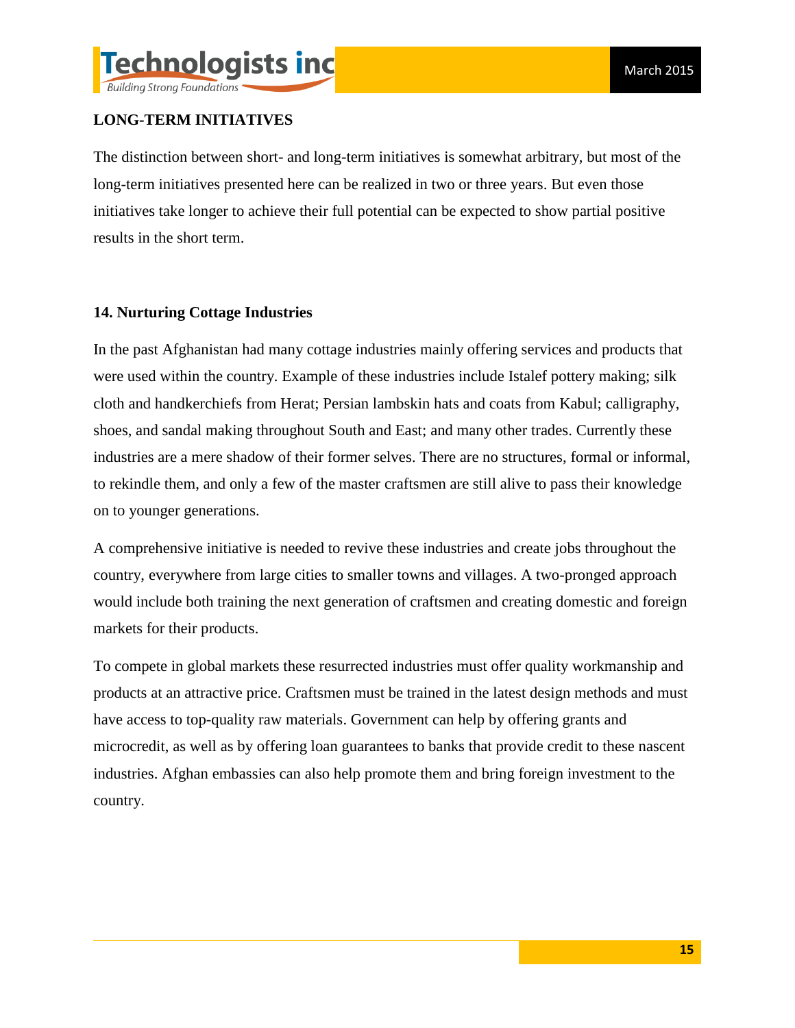## LONG-TERM INITIATIVES

The distinction between short- and long-term initiatives is somewhat arbitrary, but most of the long-term initiatives presented here can be realized in two or three years. But even those initiatives take longer to achieve their full potential can be expected to show partial positive results in the short term.

### 14. Nurturing Cottage Industries

In the past Afghanistan had many cottage industries mainly offering services and products that were used within the country. Example of these industries include Istalef pottery making; silk cloth and handkerchiefs from Herat; Persian lambskin hats and coats from Kabul; calligraphy, shoes, and sandal making throughout South and East; and many other trades. Currently these industries are a mere shadow of their former selves. There are no structures, formal or informal, to rekindle them, and only a few of the master craftsmen are still alive to pass their knowledge on to younger generations.

A comprehensive initiative is needed to revive these industries and create jobs throughout the country, everywhere from large cities to smaller towns and villages. A two-pronged approach would include both training the next generation of craftsmen and creating domestic and foreign markets for their products.

To compete in global markets these resurrected industries must offer quality workmanship and products at an attractive price. Craftsmen must be trained in the latest design methods and must have access to top-quality raw materials. Government can help by offering grants and microcredit, as well as by offering loan guarantees to banks that provide credit to these nascent industries. Afghan embassies can also help promote them and bring foreign investment to the country.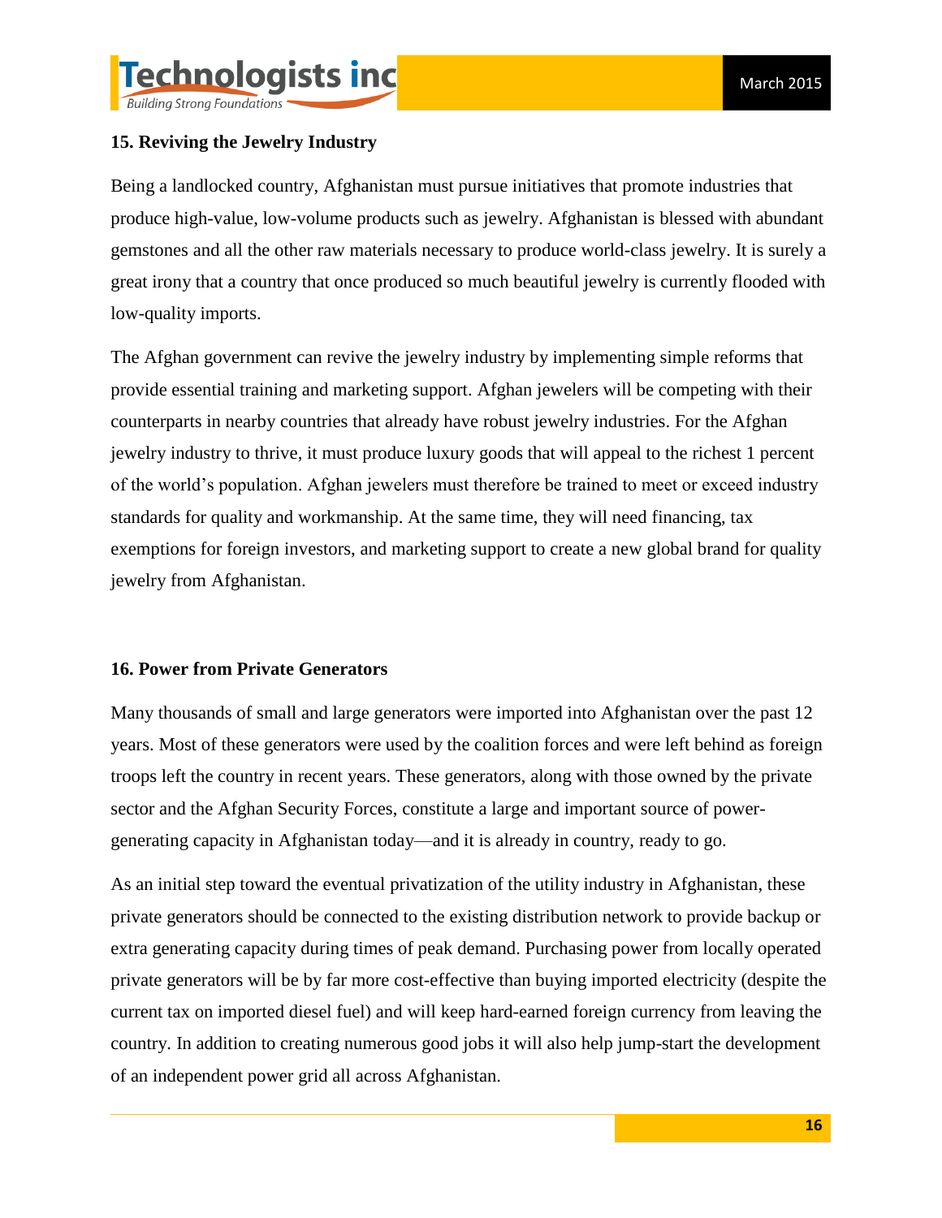### 15. Reviving the Jewelry Industry

Being a landlocked country, Afghanistan must pursue initiatives that promote industries that produce high-value, low-volume products such as jewelry. Afghanistan is blessed with abundant gemstones and all the other raw materials necessary to produce world-class jewelry. It is surely a great irony that a country that once produced so much beautiful jewelry is currently flooded with low-quality imports.

The Afghan government can revive the jewelry industry by implementing simple reforms that provide essential training and marketing support. Afghan jewelers will be competing with their counterparts in nearby countries that already have robust jewelry industries. For the Afghan jewelry industry to thrive, it must produce luxury goods that will appeal to the richest 1 percent of the world's population. Afghan jewelers must therefore be trained to meet or exceed industry standards for quality and workmanship. At the same time, they will need financing, tax exemptions for foreign investors, and marketing support to create a new global brand for quality jewelry from Afghanistan.

### 16. Power from Private Generators

Many thousands of small and large generators were imported into Afghanistan over the past 12 years. Most of these generators were used by the coalition forces and were left behind as foreign troops left the country in recent years. These generators, along with those owned by the private sector and the Afghan Security Forces, constitute a large and important source of power-generating capacity in Afghanistan today—and it is already in country, ready to go.

As an initial step toward the eventual privatization of the utility industry in Afghanistan, these private generators should be connected to the existing distribution network to provide backup or extra generating capacity during times of peak demand. Purchasing power from locally operated private generators will be by far more cost-effective than buying imported electricity (despite the current tax on imported diesel fuel) and will keep hard-earned foreign currency from leaving the country. In addition to creating numerous good jobs it will also help jump-start the development of an independent power grid all across Afghanistan.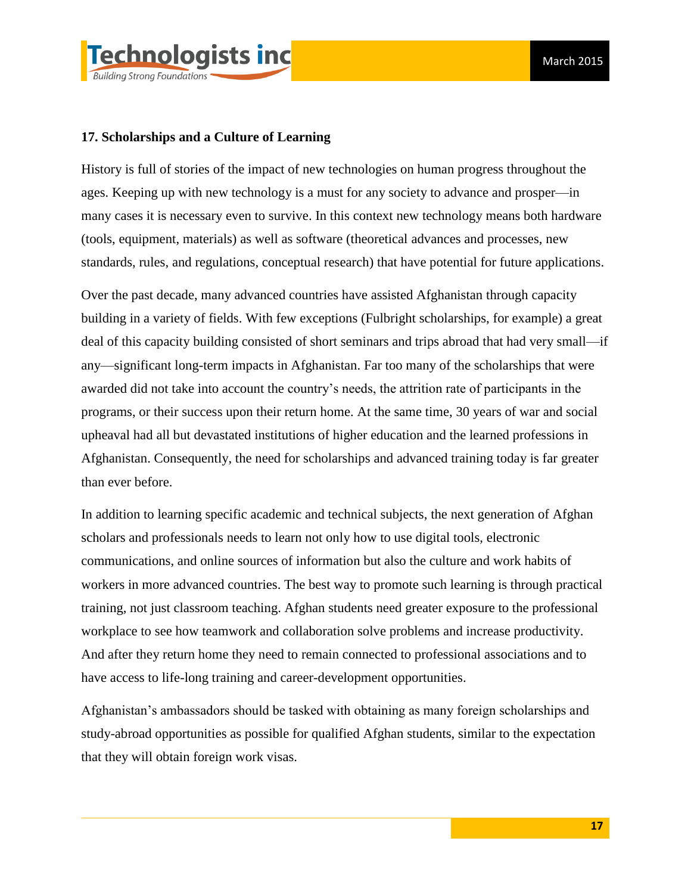## 17. Scholarships and a Culture of Learning

History is full of stories of the impact of new technologies on human progress throughout the ages. Keeping up with new technology is a must for any society to advance and prosper—in many cases it is necessary even to survive. In this context new technology means both hardware (tools, equipment, materials) as well as software (theoretical advances and processes, new standards, rules, and regulations, conceptual research) that have potential for future applications.

Over the past decade, many advanced countries have assisted Afghanistan through capacity building in a variety of fields. With few exceptions (Fulbright scholarships, for example) a great deal of this capacity building consisted of short seminars and trips abroad that had very small—if any—significant long-term impacts in Afghanistan. Far too many of the scholarships that were awarded did not take into account the country's needs, the attrition rate of participants in the programs, or their success upon their return home. At the same time, 30 years of war and social upheaval had all but devastated institutions of higher education and the learned professions in Afghanistan. Consequently, the need for scholarships and advanced training today is far greater than ever before.

In addition to learning specific academic and technical subjects, the next generation of Afghan scholars and professionals needs to learn not only how to use digital tools, electronic communications, and online sources of information but also the culture and work habits of workers in more advanced countries. The best way to promote such learning is through practical training, not just classroom teaching. Afghan students need greater exposure to the professional workplace to see how teamwork and collaboration solve problems and increase productivity. And after they return home they need to remain connected to professional associations and to have access to life-long training and career-development opportunities.

Afghanistan's ambassadors should be tasked with obtaining as many foreign scholarships and study-abroad opportunities as possible for qualified Afghan students, similar to the expectation that they will obtain foreign work visas.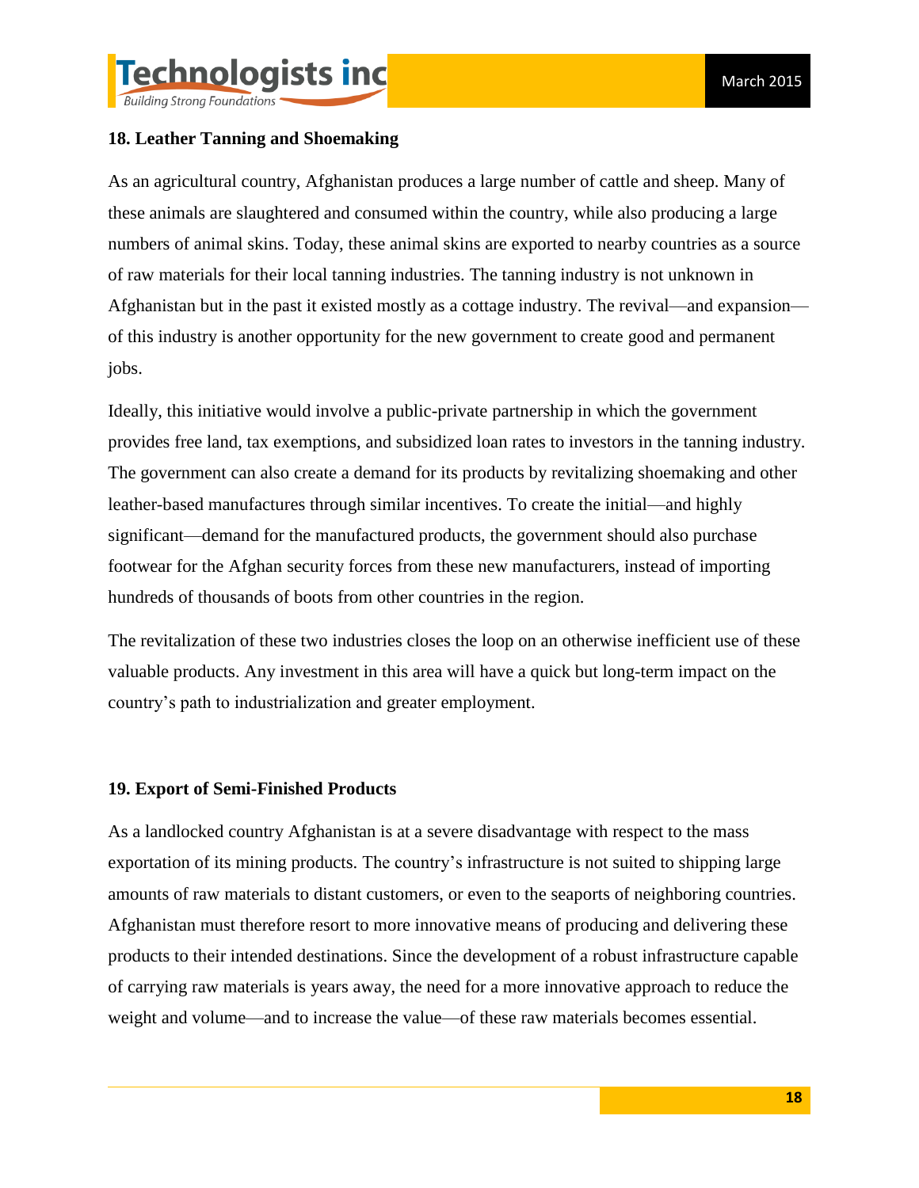## 18. Leather Tanning and Shoemaking

As an agricultural country, Afghanistan produces a large number of cattle and sheep. Many of these animals are slaughtered and consumed within the country, while also producing a large numbers of animal skins. Today, these animal skins are exported to nearby countries as a source of raw materials for their local tanning industries. The tanning industry is not unknown in Afghanistan but in the past it existed mostly as a cottage industry. The revival—and expansion—of this industry is another opportunity for the new government to create good and permanent jobs.

Ideally, this initiative would involve a public-private partnership in which the government provides free land, tax exemptions, and subsidized loan rates to investors in the tanning industry. The government can also create a demand for its products by revitalizing shoemaking and other leather-based manufactures through similar incentives. To create the initial—and highly significant—demand for the manufactured products, the government should also purchase footwear for the Afghan security forces from these new manufacturers, instead of importing hundreds of thousands of boots from other countries in the region.

The revitalization of these two industries closes the loop on an otherwise inefficient use of these valuable products. Any investment in this area will have a quick but long-term impact on the country's path to industrialization and greater employment.

## 19. Export of Semi-Finished Products

As a landlocked country Afghanistan is at a severe disadvantage with respect to the mass exportation of its mining products. The country's infrastructure is not suited to shipping large amounts of raw materials to distant customers, or even to the seaports of neighboring countries. Afghanistan must therefore resort to more innovative means of producing and delivering these products to their intended destinations. Since the development of a robust infrastructure capable of carrying raw materials is years away, the need for a more innovative approach to reduce the weight and volume—and to increase the value—of these raw materials becomes essential.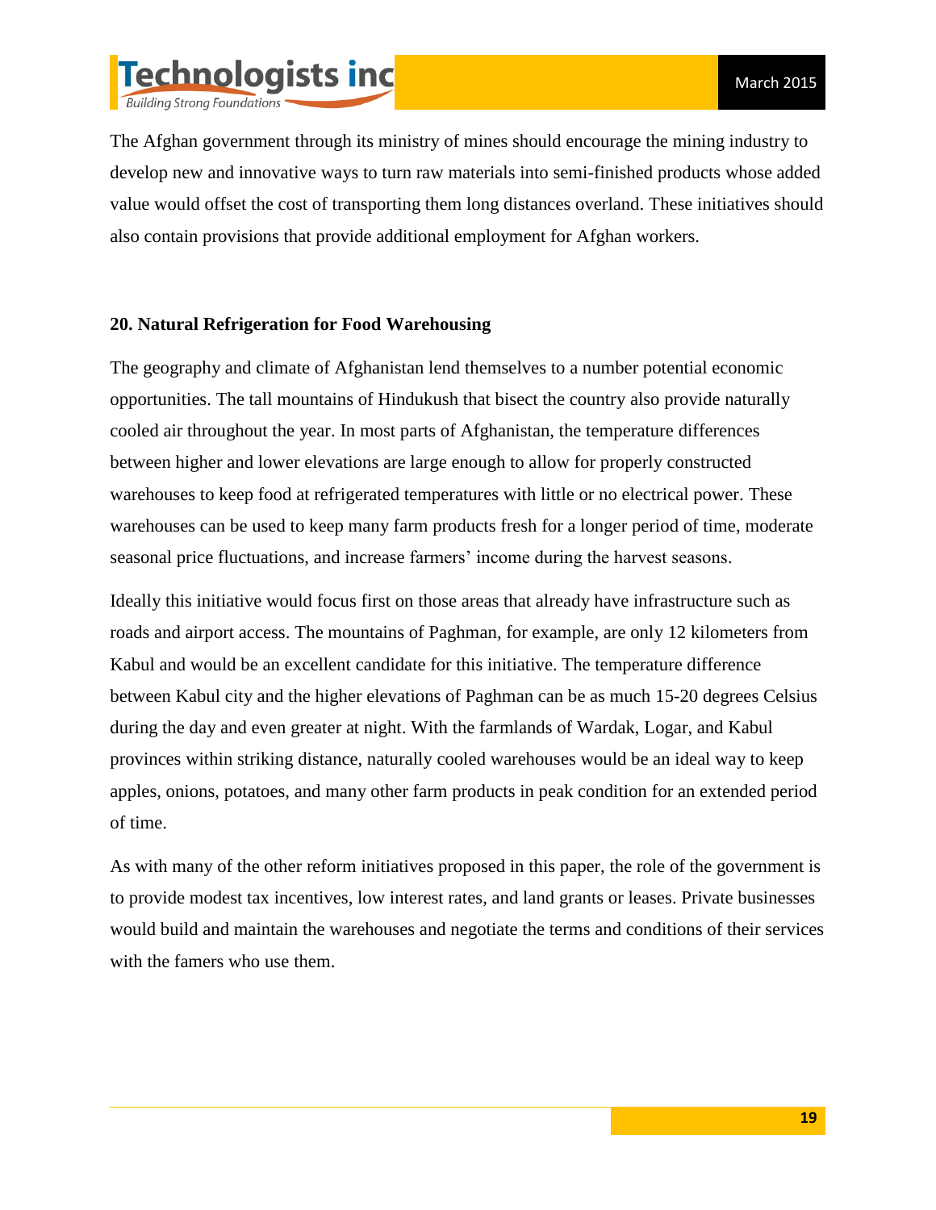The Afghan government through its ministry of mines should encourage the mining industry to develop new and innovative ways to turn raw materials into semi-finished products whose added value would offset the cost of transporting them long distances overland. These initiatives should also contain provisions that provide additional employment for Afghan workers.

**20. Natural Refrigeration for Food Warehousing**

The geography and climate of Afghanistan lend themselves to a number potential economic opportunities. The tall mountains of Hindukush that bisect the country also provide naturally cooled air throughout the year. In most parts of Afghanistan, the temperature differences between higher and lower elevations are large enough to allow for properly constructed warehouses to keep food at refrigerated temperatures with little or no electrical power. These warehouses can be used to keep many farm products fresh for a longer period of time, moderate seasonal price fluctuations, and increase farmers' income during the harvest seasons.

Ideally this initiative would focus first on those areas that already have infrastructure such as roads and airport access. The mountains of Paghman, for example, are only 12 kilometers from Kabul and would be an excellent candidate for this initiative. The temperature difference between Kabul city and the higher elevations of Paghman can be as much 15-20 degrees Celsius during the day and even greater at night. With the farmlands of Wardak, Logar, and Kabul provinces within striking distance, naturally cooled warehouses would be an ideal way to keep apples, onions, potatoes, and many other farm products in peak condition for an extended period of time.

As with many of the other reform initiatives proposed in this paper, the role of the government is to provide modest tax incentives, low interest rates, and land grants or leases. Private businesses would build and maintain the warehouses and negotiate the terms and conditions of their services with the famers who use them.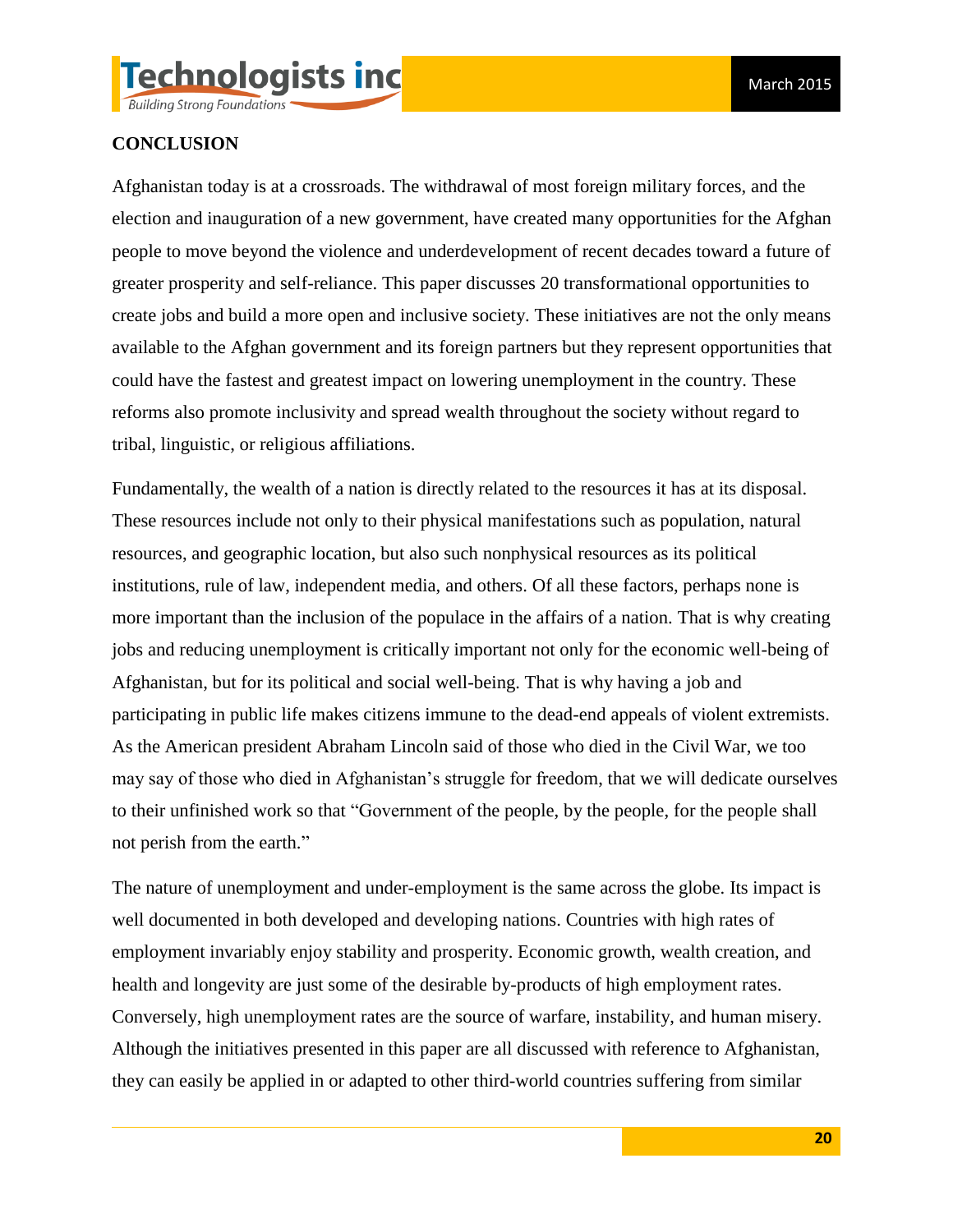**CONCLUSION**

Afghanistan today is at a crossroads. The withdrawal of most foreign military forces, and the election and inauguration of a new government, have created many opportunities for the Afghan people to move beyond the violence and underdevelopment of recent decades toward a future of greater prosperity and self-reliance. This paper discusses 20 transformational opportunities to create jobs and build a more open and inclusive society. These initiatives are not the only means available to the Afghan government and its foreign partners but they represent opportunities that could have the fastest and greatest impact on lowering unemployment in the country. These reforms also promote inclusivity and spread wealth throughout the society without regard to tribal, linguistic, or religious affiliations.

Fundamentally, the wealth of a nation is directly related to the resources it has at its disposal. These resources include not only to their physical manifestations such as population, natural resources, and geographic location, but also such nonphysical resources as its political institutions, rule of law, independent media, and others. Of all these factors, perhaps none is more important than the inclusion of the populace in the affairs of a nation. That is why creating jobs and reducing unemployment is critically important not only for the economic well-being of Afghanistan, but for its political and social well-being. That is why having a job and participating in public life makes citizens immune to the dead-end appeals of violent extremists. As the American president Abraham Lincoln said of those who died in the Civil War, we too may say of those who died in Afghanistan's struggle for freedom, that we will dedicate ourselves to their unfinished work so that "Government of the people, by the people, for the people shall not perish from the earth."

The nature of unemployment and under-employment is the same across the globe. Its impact is well documented in both developed and developing nations. Countries with high rates of employment invariably enjoy stability and prosperity. Economic growth, wealth creation, and health and longevity are just some of the desirable by-products of high employment rates. Conversely, high unemployment rates are the source of warfare, instability, and human misery. Although the initiatives presented in this paper are all discussed with reference to Afghanistan, they can easily be applied in or adapted to other third-world countries suffering from similar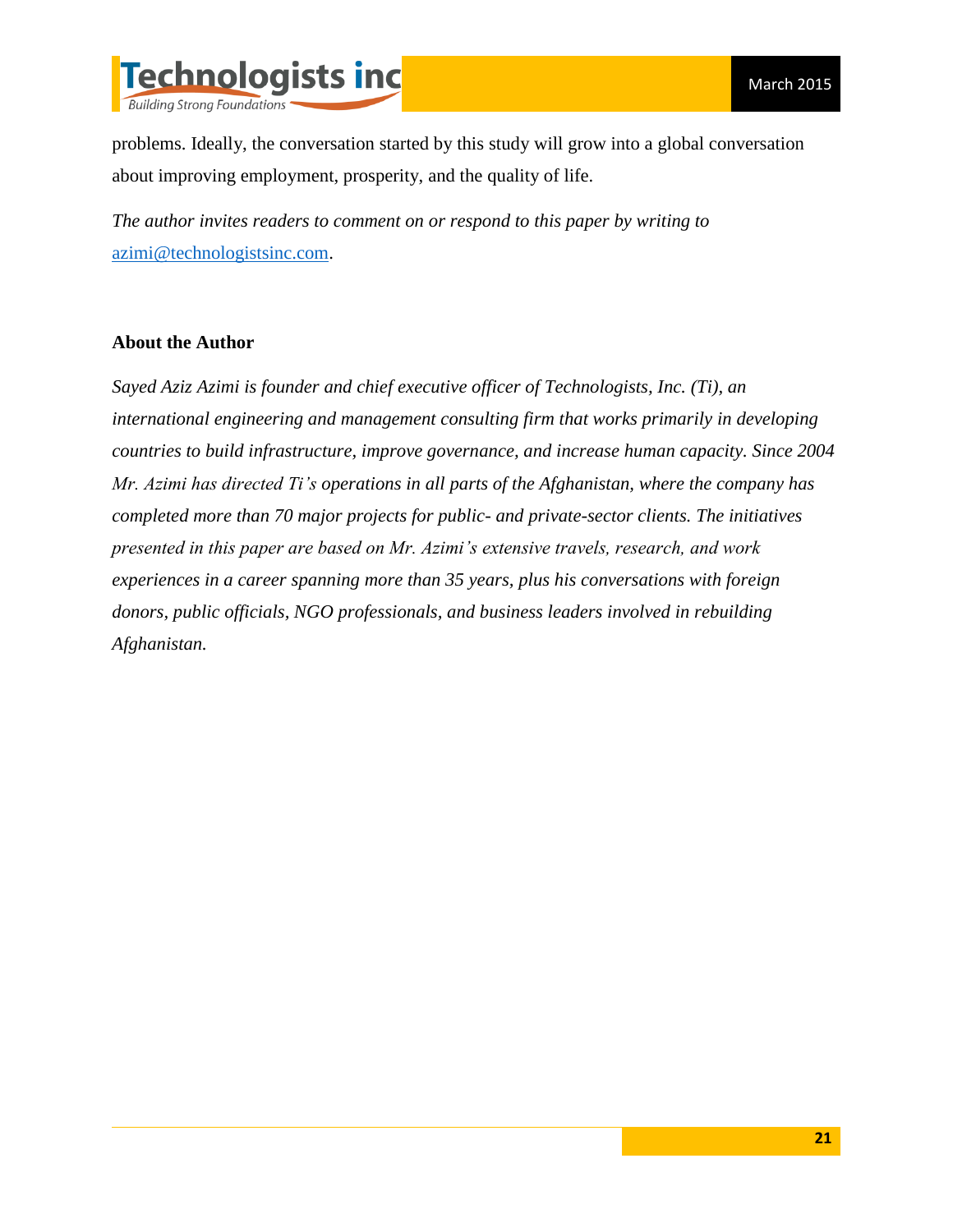problems. Ideally, the conversation started by this study will grow into a global conversation about improving employment, prosperity, and the quality of life.

*The author invites readers to comment on or respond to this paper by writing to* azimi@technologistsinc.com.

**About the Author**

*Sayed Aziz Azimi is founder and chief executive officer of Technologists, Inc. (Ti), an international engineering and management consulting firm that works primarily in developing countries to build infrastructure, improve governance, and increase human capacity. Since 2004 Mr. Azimi has directed Ti's operations in all parts of the Afghanistan, where the company has completed more than 70 major projects for public- and private-sector clients. The initiatives presented in this paper are based on Mr. Azimi's extensive travels, research, and work experiences in a career spanning more than 35 years, plus his conversations with foreign donors, public officials, NGO professionals, and business leaders involved in rebuilding Afghanistan.*